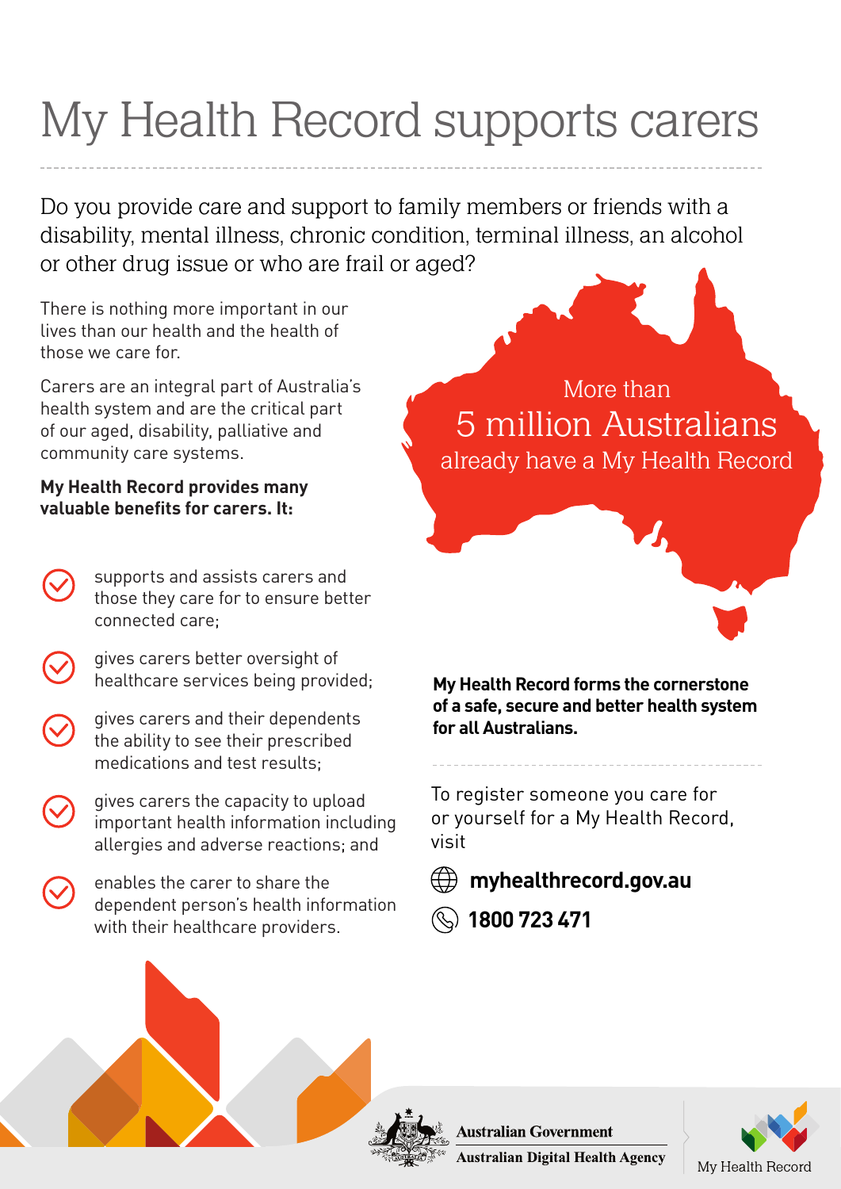# My Health Record supports carers

Do you provide care and support to family members or friends with a disability, mental illness, chronic condition, terminal illness, an alcohol or other drug issue or who are frail or aged?

There is nothing more important in our lives than our health and the health of those we care for.

Carers are an integral part of Australia's health system and are the critical part of our aged, disability, palliative and community care systems.

**My Health Record provides many valuable benefits for carers. It:**

- supports and assists carers and those they care for to ensure better connected care;
- gives carers better oversight of healthcare services being provided;
- gives carers and their dependents the ability to see their prescribed medications and test results;
- gives carers the capacity to upload important health information including allergies and adverse reactions; and
- enables the carer to share the dependent person's health information with their healthcare providers.

More than
5 million Australians
already have a My Health Record

**My Health Record forms the cornerstone of a safe, secure and better health system for all Australians.**

To register someone you care for or yourself for a My Health Record, visit

**myhealthrecord.gov.au**

**1800 723 471**

Australian Government
Australian Digital Health Agency

My Health Record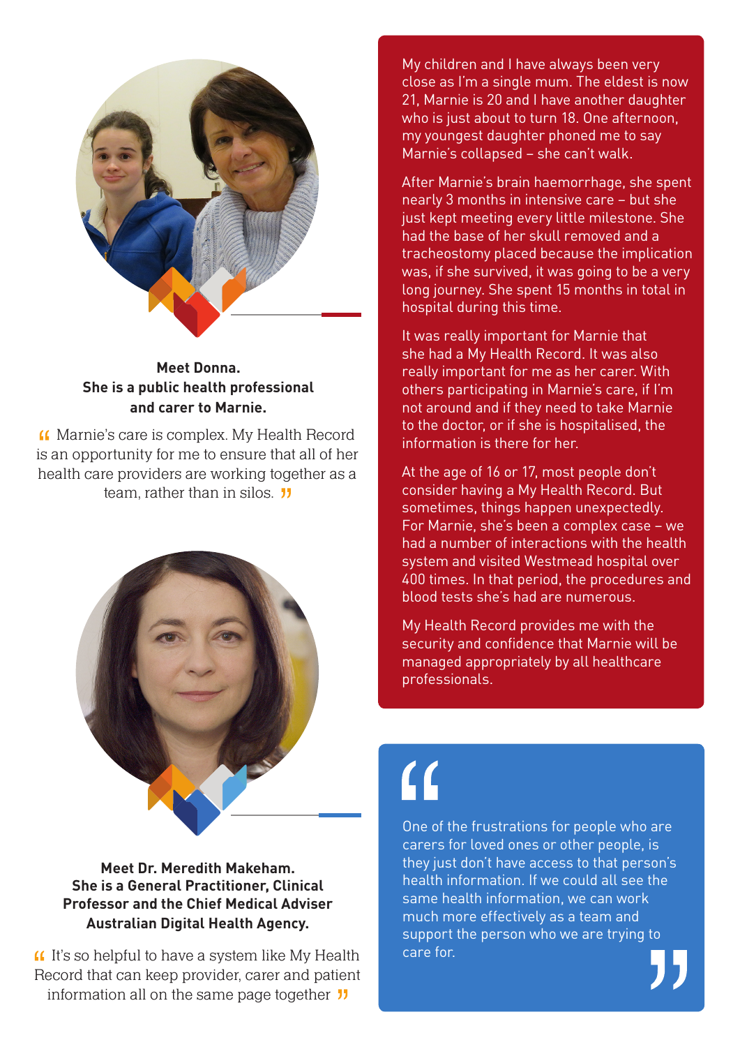**Meet Donna.**
**She is a public health professional and carer to Marnie.**

" Marnie's care is complex. My Health Record is an opportunity for me to ensure that all of her health care providers are working together as a team, rather than in silos. "

My children and I have always been very close as I'm a single mum. The eldest is now 21, Marnie is 20 and I have another daughter who is just about to turn 18. One afternoon, my youngest daughter phoned me to say Marnie's collapsed – she can't walk.

After Marnie's brain haemorrhage, she spent nearly 3 months in intensive care – but she just kept meeting every little milestone. She had the base of her skull removed and a tracheostomy placed because the implication was, if she survived, it was going to be a very long journey. She spent 15 months in total in hospital during this time.

It was really important for Marnie that she had a My Health Record. It was also really important for me as her carer. With others participating in Marnie's care, if I'm not around and if they need to take Marnie to the doctor, or if she is hospitalised, the information is there for her.

At the age of 16 or 17, most people don't consider having a My Health Record. But sometimes, things happen unexpectedly. For Marnie, she's been a complex case – we had a number of interactions with the health system and visited Westmead hospital over 400 times. In that period, the procedures and blood tests she's had are numerous.

My Health Record provides me with the security and confidence that Marnie will be managed appropriately by all healthcare professionals.

**Meet Dr. Meredith Makeham.**
**She is a General Practitioner, Clinical Professor and the Chief Medical Adviser Australian Digital Health Agency.**

" It's so helpful to have a system like My Health Record that can keep provider, carer and patient information all on the same page together "

" One of the frustrations for people who are carers for loved ones or other people, is they just don't have access to that person's health information. If we could all see the same health information, we can work much more effectively as a team and support the person who we are trying to care for. "